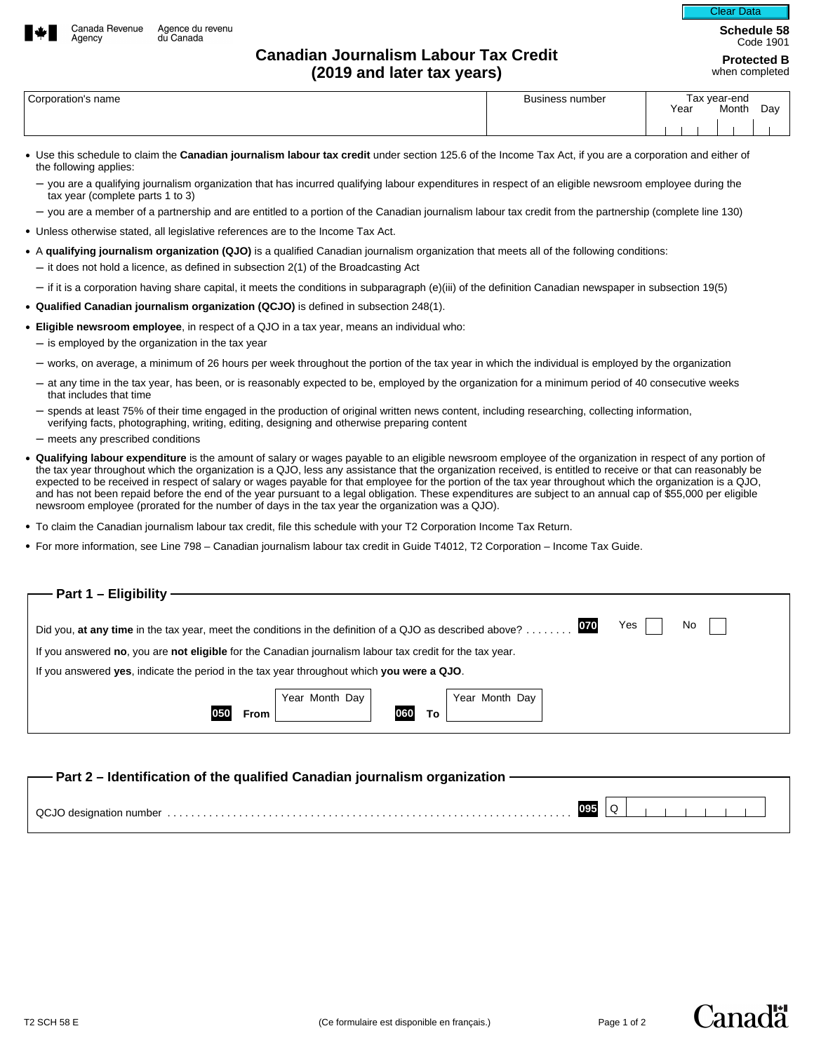Canada Revenue Agency / Agence du revenu du Canada

**Schedule 58**
Code 1901

**Protected B**
when completed

# Canadian Journalism Labour Tax Credit (2019 and later tax years)

| Corporation's name | Business number | Tax year-end Year Month Day |
|---|---|---|
| | | |

- Use this schedule to claim the **Canadian journalism labour tax credit** under section 125.6 of the Income Tax Act, if you are a corporation and either of the following applies:
  - you are a qualifying journalism organization that has incurred qualifying labour expenditures in respect of an eligible newsroom employee during the tax year (complete parts 1 to 3)
  - you are a member of a partnership and are entitled to a portion of the Canadian journalism labour tax credit from the partnership (complete line 130)
- Unless otherwise stated, all legislative references are to the Income Tax Act.
- A **qualifying journalism organization (QJO)** is a qualified Canadian journalism organization that meets all of the following conditions:
  - it does not hold a licence, as defined in subsection 2(1) of the Broadcasting Act
  - if it is a corporation having share capital, it meets the conditions in subparagraph (e)(iii) of the definition Canadian newspaper in subsection 19(5)
- **Qualified Canadian journalism organization (QCJO)** is defined in subsection 248(1).
- **Eligible newsroom employee**, in respect of a QJO in a tax year, means an individual who:
  - is employed by the organization in the tax year
  - works, on average, a minimum of 26 hours per week throughout the portion of the tax year in which the individual is employed by the organization
  - at any time in the tax year, has been, or is reasonably expected to be, employed by the organization for a minimum period of 40 consecutive weeks that includes that time
  - spends at least 75% of their time engaged in the production of original written news content, including researching, collecting information, verifying facts, photographing, writing, editing, designing and otherwise preparing content
  - meets any prescribed conditions
- **Qualifying labour expenditure** is the amount of salary or wages payable to an eligible newsroom employee of the organization in respect of any portion of the tax year throughout which the organization is a QJO, less any assistance that the organization received, is entitled to receive or that can reasonably be expected to be received in respect of salary or wages payable for that employee for the portion of the tax year throughout which the organization is a QJO, and has not been repaid before the end of the year pursuant to a legal obligation. These expenditures are subject to an annual cap of $55,000 per eligible newsroom employee (prorated for the number of days in the tax year the organization was a QJO).
- To claim the Canadian journalism labour tax credit, file this schedule with your T2 Corporation Income Tax Return.
- For more information, see Line 798 – Canadian journalism labour tax credit in Guide T4012, T2 Corporation – Income Tax Guide.

## Part 1 – Eligibility

Did you, **at any time** in the tax year, meet the conditions in the definition of a QJO as described above? . . . . . . . . **070** Yes ☐ No ☐

If you answered **no**, you are **not eligible** for the Canadian journalism labour tax credit for the tax year.

If you answered **yes**, indicate the period in the tax year throughout which **you were a QJO**.

**050** **From** Year Month Day ______ **060** **To** Year Month Day ______

## Part 2 – Identification of the qualified Canadian journalism organization

QCJO designation number . . . . . . . . . . . . . . . . . . . . . . . . . . . . . . . . . . . . . . . . . . . . . . . . . . . . . . . . . . . . . . . **095** Q ______

T2 SCH 58 E (Ce formulaire est disponible en français.)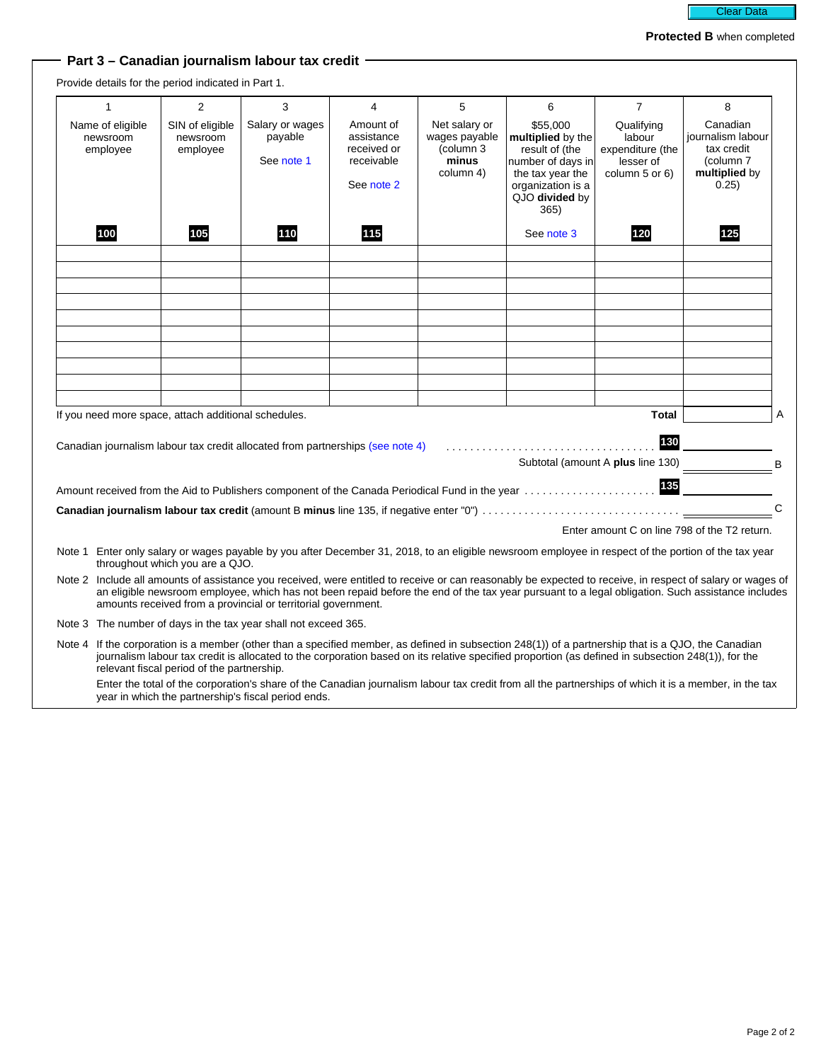Protected B when completed

## Part 3 – Canadian journalism labour tax credit

Provide details for the period indicated in Part 1.

| 1<br>Name of eligible newsroom employee<br>100 | 2<br>SIN of eligible newsroom employee<br>105 | 3<br>Salary or wages payable<br>See note 1<br>110 | 4<br>Amount of assistance received or receivable<br>See note 2<br>115 | 5<br>Net salary or wages payable (column 3 **minus** column 4) | 6<br>$55,000 **multiplied** by the result of (the number of days in the tax year the organization is a QJO **divided** by 365)<br>See note 3 | 7<br>Qualifying labour expenditure (the lesser of column 5 or 6)<br>120 | 8<br>Canadian journalism labour tax credit (column 7 **multiplied** by 0.25)<br>125 |
|---|---|---|---|---|---|---|---|
| | | | | | | | |
| | | | | | | | |
| | | | | | | | |
| | | | | | | | |
| | | | | | | | |
| | | | | | | | |
| | | | | | | | |
| | | | | | | | |
| | | | | | | | |
| | | | | | | | |

If you need more space, attach additional schedules. **Total** ______ A

Canadian journalism labour tax credit allocated from partnerships (see note 4) . . . . . . . . . . . . . . . . . . . . . . . . . . . . . . . . . . . 130 ______

Subtotal (amount A **plus** line 130) ______ B

Amount received from the Aid to Publishers component of the Canada Periodical Fund in the year . . . . . . . . . . . . . . . . . . . . . 135 ______

**Canadian journalism labour tax credit** (amount B **minus** line 135, if negative enter "0") . . . . . . . . . . . . . . . . . . . . . . . . . . . . . . . . ______ C

Enter amount C on line 798 of the T2 return.

Note 1 Enter only salary or wages payable by you after December 31, 2018, to an eligible newsroom employee in respect of the portion of the tax year throughout which you are a QJO.

Note 2 Include all amounts of assistance you received, were entitled to receive or can reasonably be expected to receive, in respect of salary or wages of an eligible newsroom employee, which has not been repaid before the end of the tax year pursuant to a legal obligation. Such assistance includes amounts received from a provincial or territorial government.

Note 3 The number of days in the tax year shall not exceed 365.

Note 4 If the corporation is a member (other than a specified member, as defined in subsection 248(1)) of a partnership that is a QJO, the Canadian journalism labour tax credit is allocated to the corporation based on its relative specified proportion (as defined in subsection 248(1)), for the relevant fiscal period of the partnership.

Enter the total of the corporation's share of the Canadian journalism labour tax credit from all the partnerships of which it is a member, in the tax year in which the partnership's fiscal period ends.